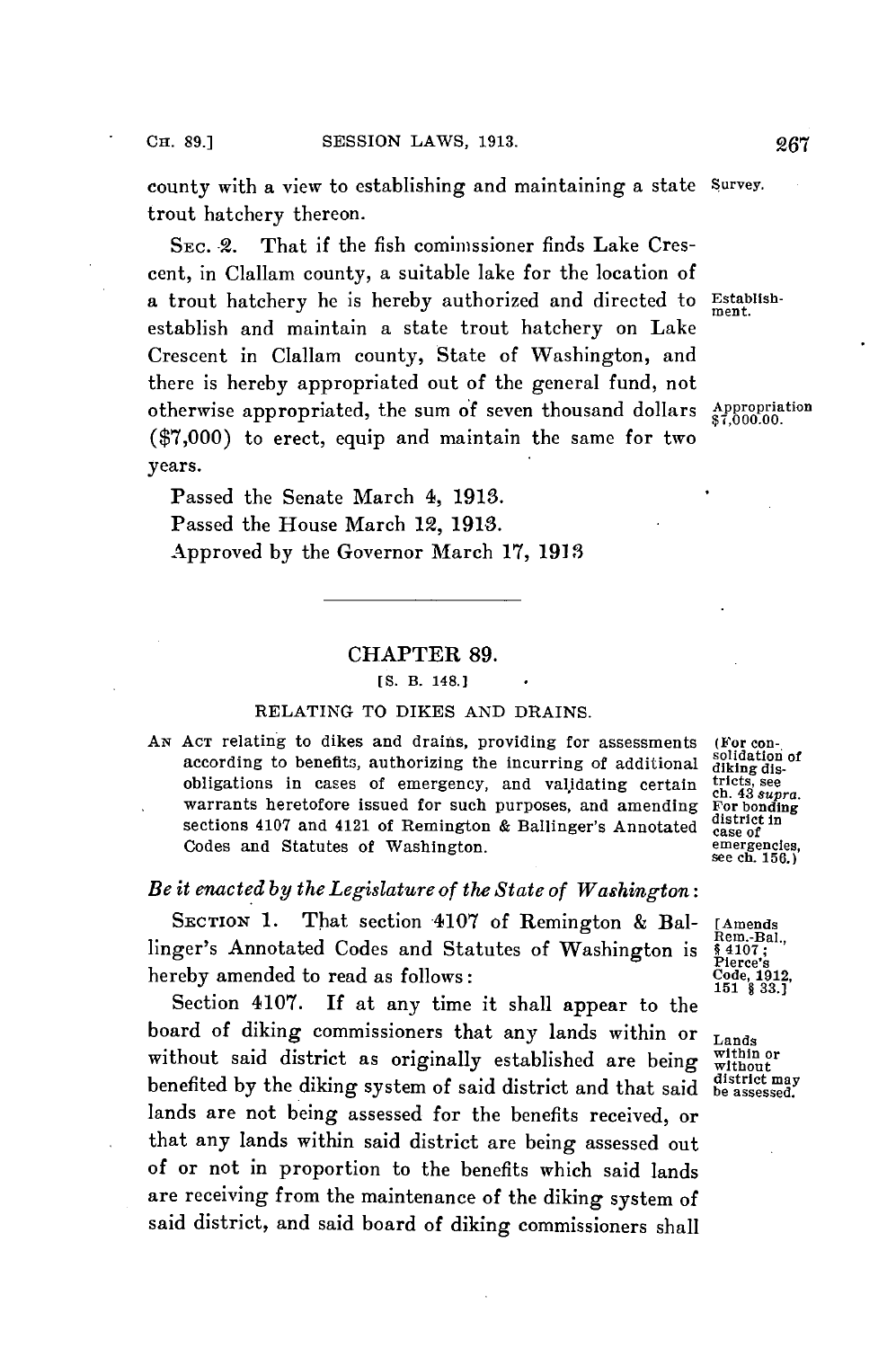county with a view to establishing and maintaining a state trout hatchery thereon. Survey.

SEC. 2. That if the fish commissioner finds Lake Crescent, in Clallam county, a suitable lake for the location of a trout hatchery he is hereby authorized and directed to establish and maintain a state trout hatchery on Lake Crescent in Clallam county, State of Washington, and there is hereby appropriated out of the general fund, not otherwise appropriated, the sum of seven thousand dollars ($7,000) to erect, equip and maintain the same for two years.

Establishment.

Appropriation $7,000.00.

Passed the Senate March 4, 1913.

Passed the House March 12, 1913.

Approved by the Governor March 17, 1913

---

## CHAPTER 89.

[S. B. 148.]

### RELATING TO DIKES AND DRAINS.

AN ACT relating to dikes and drains, providing for assessments according to benefits, authorizing the incurring of additional obligations in cases of emergency, and validating certain warrants heretofore issued for such purposes, and amending sections 4107 and 4121 of Remington & Ballinger's Annotated Codes and Statutes of Washington.

(For consolidation of diking districts, see ch. 43 *supra*. For bonding district in case of emergencies, see ch. 156.)

*Be it enacted by the Legislature of the State of Washington:*

SECTION 1. That section 4107 of Remington & Ballinger's Annotated Codes and Statutes of Washington is hereby amended to read as follows:

[Amends Rem.-Bal., § 4107; Pierce's Code, 1912, 151 § 33.]

Section 4107. If at any time it shall appear to the board of diking commissioners that any lands within or without said district as originally established are being benefited by the diking system of said district and that said lands are not being assessed for the benefits received, or that any lands within said district are being assessed out of or not in proportion to the benefits which said lands are receiving from the maintenance of the diking system of said district, and said board of diking commissioners shall

Lands within or without district may be assessed.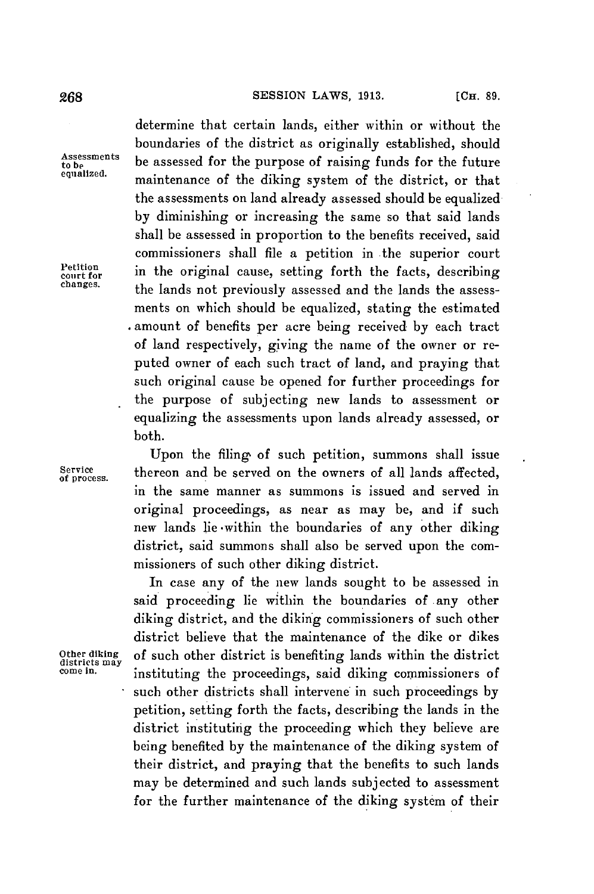determine that certain lands, either within or without the boundaries of the district as originally established, should be assessed for the purpose of raising funds for the future maintenance of the diking system of the district, or that the assessments on land already assessed should be equalized by diminishing or increasing the same so that said lands shall be assessed in proportion to the benefits received, said commissioners shall file a petition in the superior court in the original cause, setting forth the facts, describing the lands not previously assessed and the lands the assessments on which should be equalized, stating the estimated amount of benefits per acre being received by each tract of land respectively, giving the name of the owner or reputed owner of each such tract of land, and praying that such original cause be opened for further proceedings for the purpose of subjecting new lands to assessment or equalizing the assessments upon lands already assessed, or both.

*Assessments to be equalized.*

*Petition court for changes.*

Upon the filing of such petition, summons shall issue thereon and be served on the owners of all lands affected, in the same manner as summons is issued and served in original proceedings, as near as may be, and if such new lands lie within the boundaries of any other diking district, said summons shall also be served upon the commissioners of such other diking district.

*Service of process.*

In case any of the new lands sought to be assessed in said proceeding lie within the boundaries of any other diking district, and the diking commissioners of such other district believe that the maintenance of the dike or dikes of such other district is benefiting lands within the district instituting the proceedings, said diking commissioners of such other districts shall intervene in such proceedings by petition, setting forth the facts, describing the lands in the district instituting the proceeding which they believe are being benefited by the maintenance of the diking system of their district, and praying that the benefits to such lands may be determined and such lands subjected to assessment for the further maintenance of the diking system of their

*Other diking districts may come in.*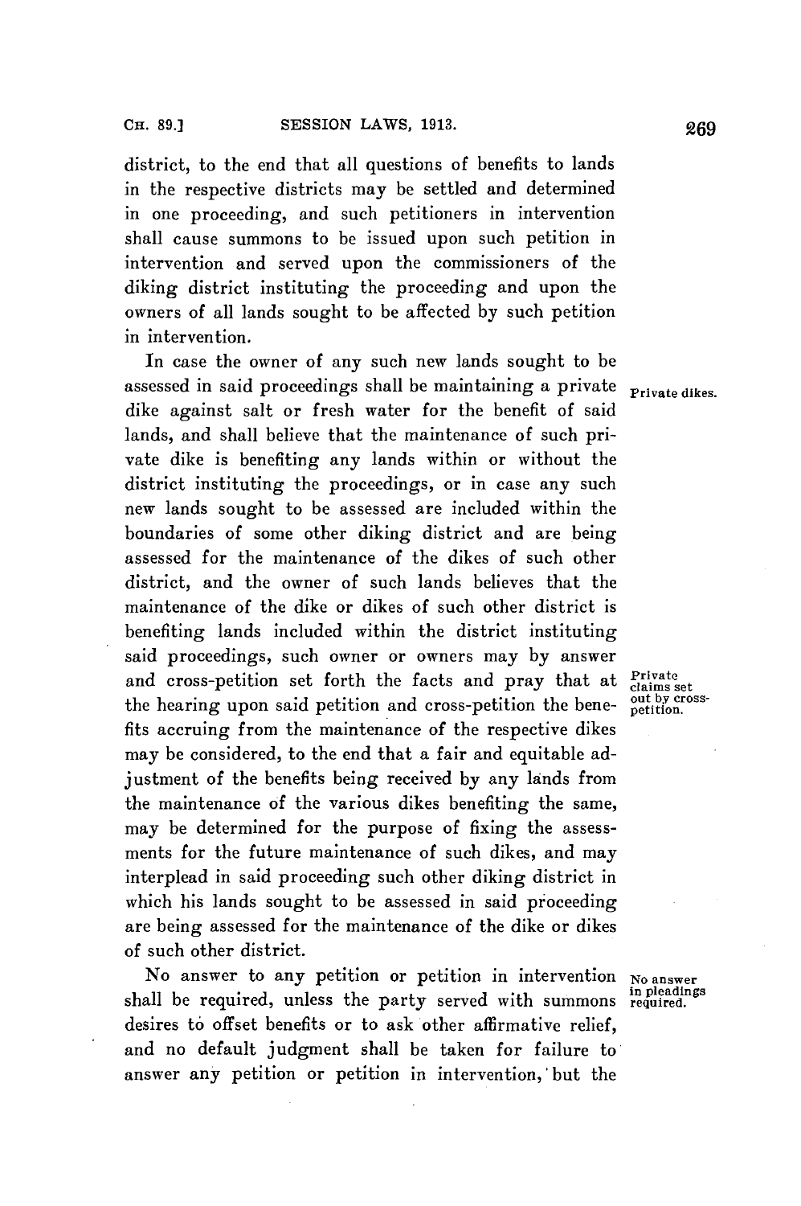district, to the end that all questions of benefits to lands in the respective districts may be settled and determined in one proceeding, and such petitioners in intervention shall cause summons to be issued upon such petition in intervention and served upon the commissioners of the diking district instituting the proceeding and upon the owners of all lands sought to be affected by such petition in intervention.

Private dikes.

In case the owner of any such new lands sought to be assessed in said proceedings shall be maintaining a private dike against salt or fresh water for the benefit of said lands, and shall believe that the maintenance of such private dike is benefiting any lands within or without the district instituting the proceedings, or in case any such new lands sought to be assessed are included within the boundaries of some other diking district and are being assessed for the maintenance of the dikes of such other district, and the owner of such lands believes that the maintenance of the dike or dikes of such other district is benefiting lands included within the district instituting said proceedings, such owner or owners may by answer and cross-petition set forth the facts and pray that at the hearing upon said petition and cross-petition the benefits accruing from the maintenance of the respective dikes may be considered, to the end that a fair and equitable adjustment of the benefits being received by any lands from the maintenance of the various dikes benefiting the same, may be determined for the purpose of fixing the assessments for the future maintenance of such dikes, and may interplead in said proceeding such other diking district in which his lands sought to be assessed in said proceeding are being assessed for the maintenance of the dike or dikes of such other district.

Private claims set out by cross-petition.

No answer in pleadings required.

No answer to any petition or petition in intervention shall be required, unless the party served with summons desires to offset benefits or to ask other affirmative relief, and no default judgment shall be taken for failure to answer any petition or petition in intervention, but the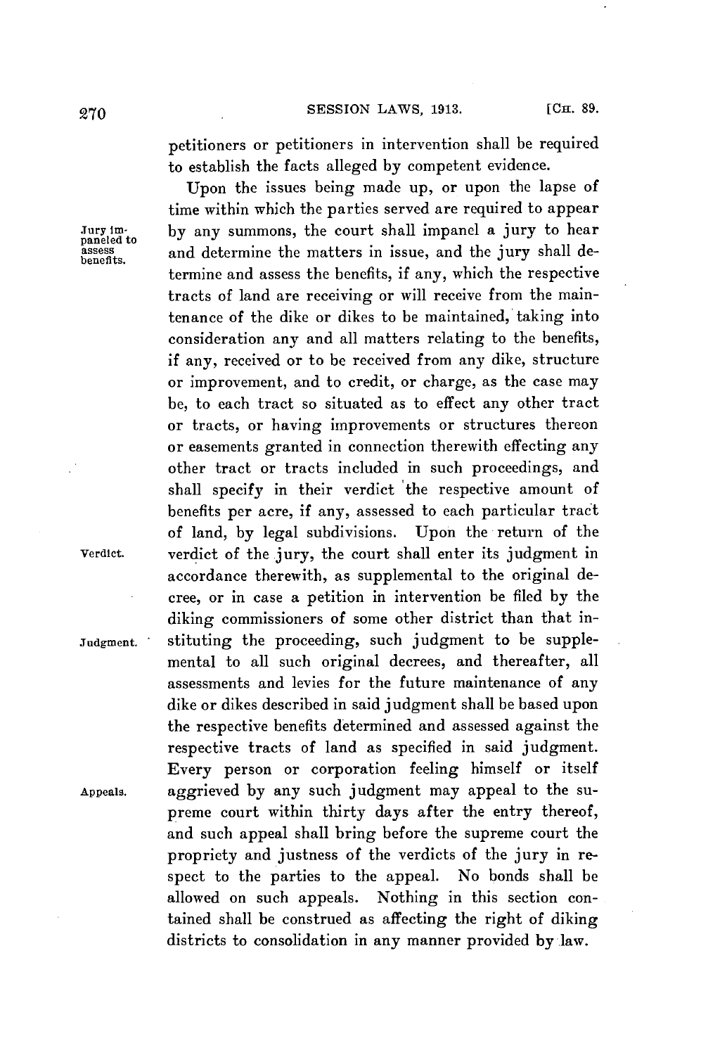petitioners or petitioners in intervention shall be required to establish the facts alleged by competent evidence.

Jury impaneled to assess benefits.

Upon the issues being made up, or upon the lapse of time within which the parties served are required to appear by any summons, the court shall impanel a jury to hear and determine the matters in issue, and the jury shall determine and assess the benefits, if any, which the respective tracts of land are receiving or will receive from the maintenance of the dike or dikes to be maintained, taking into consideration any and all matters relating to the benefits, if any, received or to be received from any dike, structure or improvement, and to credit, or charge, as the case may be, to each tract so situated as to effect any other tract or tracts, or having improvements or structures thereon or easements granted in connection therewith effecting any other tract or tracts included in such proceedings, and shall specify in their verdict the respective amount of benefits per acre, if any, assessed to each particular tract of land, by legal subdivisions. Upon the return of the verdict of the jury, the court shall enter its judgment in accordance therewith, as supplemental to the original decree, or in case a petition in intervention be filed by the diking commissioners of some other district than that instituting the proceeding, such judgment to be supplemental to all such original decrees, and thereafter, all assessments and levies for the future maintenance of any dike or dikes described in said judgment shall be based upon the respective benefits determined and assessed against the respective tracts of land as specified in said judgment.

Verdict.

Judgment.

Appeals.

Every person or corporation feeling himself or itself aggrieved by any such judgment may appeal to the supreme court within thirty days after the entry thereof, and such appeal shall bring before the supreme court the propriety and justness of the verdicts of the jury in respect to the parties to the appeal. No bonds shall be allowed on such appeals. Nothing in this section contained shall be construed as affecting the right of diking districts to consolidation in any manner provided by law.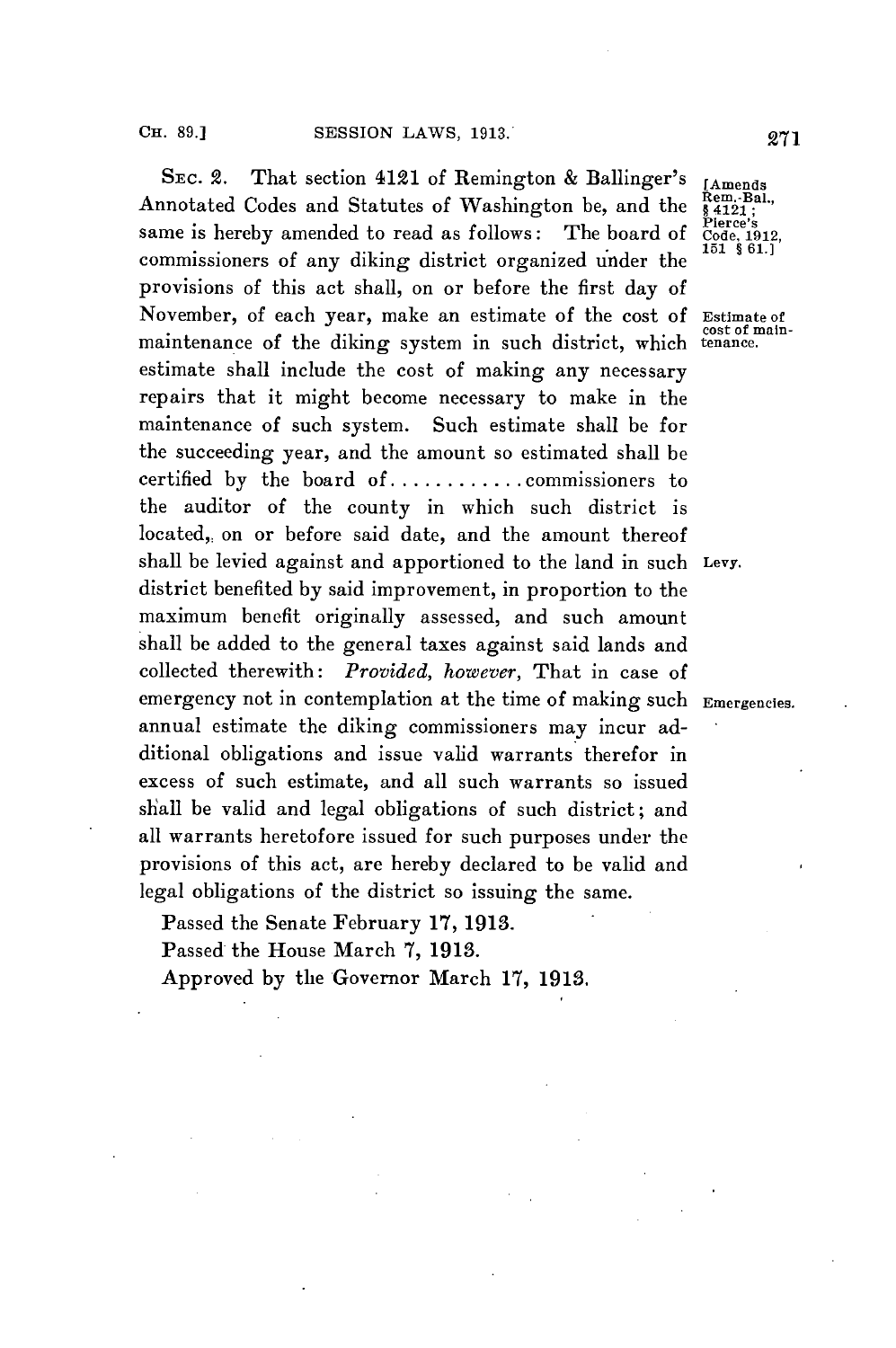SEC. 2. That section 4121 of Remington & Ballinger's Annotated Codes and Statutes of Washington be, and the same is hereby amended to read as follows: The board of commissioners of any diking district organized under the provisions of this act shall, on or before the first day of November, of each year, make an estimate of the cost of maintenance of the diking system in such district, which estimate shall include the cost of making any necessary repairs that it might become necessary to make in the maintenance of such system. Such estimate shall be for the succeeding year, and the amount so estimated shall be certified by the board of............commissioners to the auditor of the county in which such district is located, on or before said date, and the amount thereof shall be levied against and apportioned to the land in such district benefited by said improvement, in proportion to the maximum benefit originally assessed, and such amount shall be added to the general taxes against said lands and collected therewith: *Provided, however,* That in case of emergency not in contemplation at the time of making such annual estimate the diking commissioners may incur additional obligations and issue valid warrants therefor in excess of such estimate, and all such warrants so issued shall be valid and legal obligations of such district; and all warrants heretofore issued for such purposes under the provisions of this act, are hereby declared to be valid and legal obligations of the district so issuing the same.

[Amends Rem.-Bal., § 4121; Pierce's Code, 1912, 151 § 61.]

Estimate of cost of maintenance.

Levy.

Emergencies.

Passed the Senate February 17, 1913.

Passed the House March 7, 1913.

Approved by the Governor March 17, 1913.